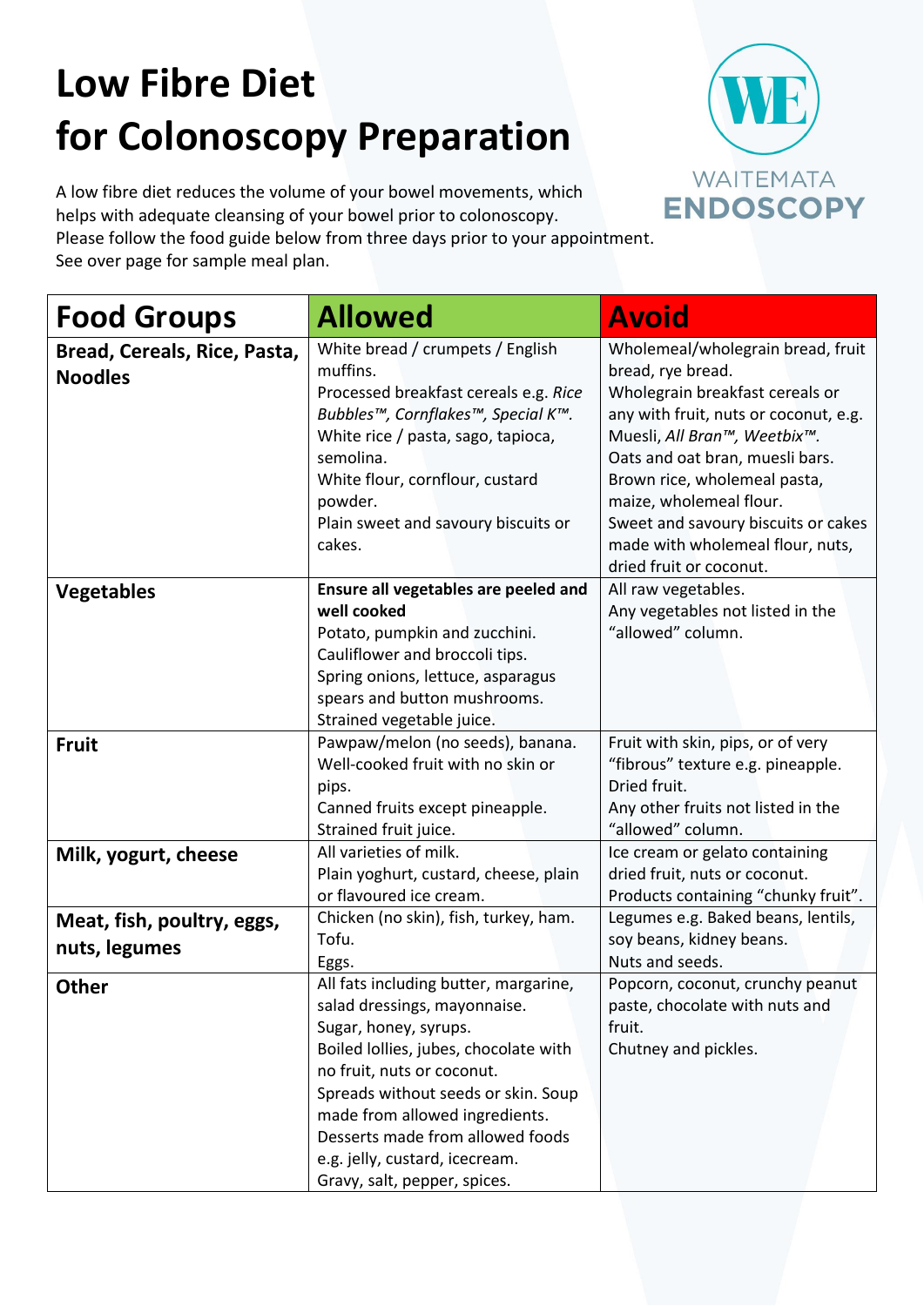# Low Fibre Diet for Colonoscopy Preparation

WAITEMATA ENDOSCOPY

A low fibre diet reduces the volume of your bowel movements, which helps with adequate cleansing of your bowel prior to colonoscopy. Please follow the food guide below from three days prior to your appointment. See over page for sample meal plan.

| Food Groups | Allowed | Avoid |
|---|---|---|
| **Bread, Cereals, Rice, Pasta, Noodles** | White bread / crumpets / English muffins.<br>Processed breakfast cereals e.g. *Rice Bubbles™, Cornflakes™, Special K™.*<br>White rice / pasta, sago, tapioca, semolina.<br>White flour, cornflour, custard powder.<br>Plain sweet and savoury biscuits or cakes. | Wholemeal/wholegrain bread, fruit bread, rye bread.<br>Wholegrain breakfast cereals or any with fruit, nuts or coconut, e.g. Muesli, *All Bran™, Weetbix™.*<br>Oats and oat bran, muesli bars.<br>Brown rice, wholemeal pasta, maize, wholemeal flour.<br>Sweet and savoury biscuits or cakes made with wholemeal flour, nuts, dried fruit or coconut. |
| **Vegetables** | **Ensure all vegetables are peeled and well cooked**<br>Potato, pumpkin and zucchini.<br>Cauliflower and broccoli tips.<br>Spring onions, lettuce, asparagus spears and button mushrooms.<br>Strained vegetable juice. | All raw vegetables.<br>Any vegetables not listed in the "allowed" column. |
| **Fruit** | Pawpaw/melon (no seeds), banana.<br>Well-cooked fruit with no skin or pips.<br>Canned fruits except pineapple.<br>Strained fruit juice. | Fruit with skin, pips, or of very "fibrous" texture e.g. pineapple.<br>Dried fruit.<br>Any other fruits not listed in the "allowed" column. |
| **Milk, yogurt, cheese** | All varieties of milk.<br>Plain yoghurt, custard, cheese, plain or flavoured ice cream. | Ice cream or gelato containing dried fruit, nuts or coconut.<br>Products containing "chunky fruit". |
| **Meat, fish, poultry, eggs, nuts, legumes** | Chicken (no skin), fish, turkey, ham.<br>Tofu.<br>Eggs. | Legumes e.g. Baked beans, lentils, soy beans, kidney beans.<br>Nuts and seeds. |
| **Other** | All fats including butter, margarine, salad dressings, mayonnaise.<br>Sugar, honey, syrups.<br>Boiled lollies, jubes, chocolate with no fruit, nuts or coconut.<br>Spreads without seeds or skin. Soup made from allowed ingredients.<br>Desserts made from allowed foods e.g. jelly, custard, icecream.<br>Gravy, salt, pepper, spices. | Popcorn, coconut, crunchy peanut paste, chocolate with nuts and fruit.<br>Chutney and pickles. |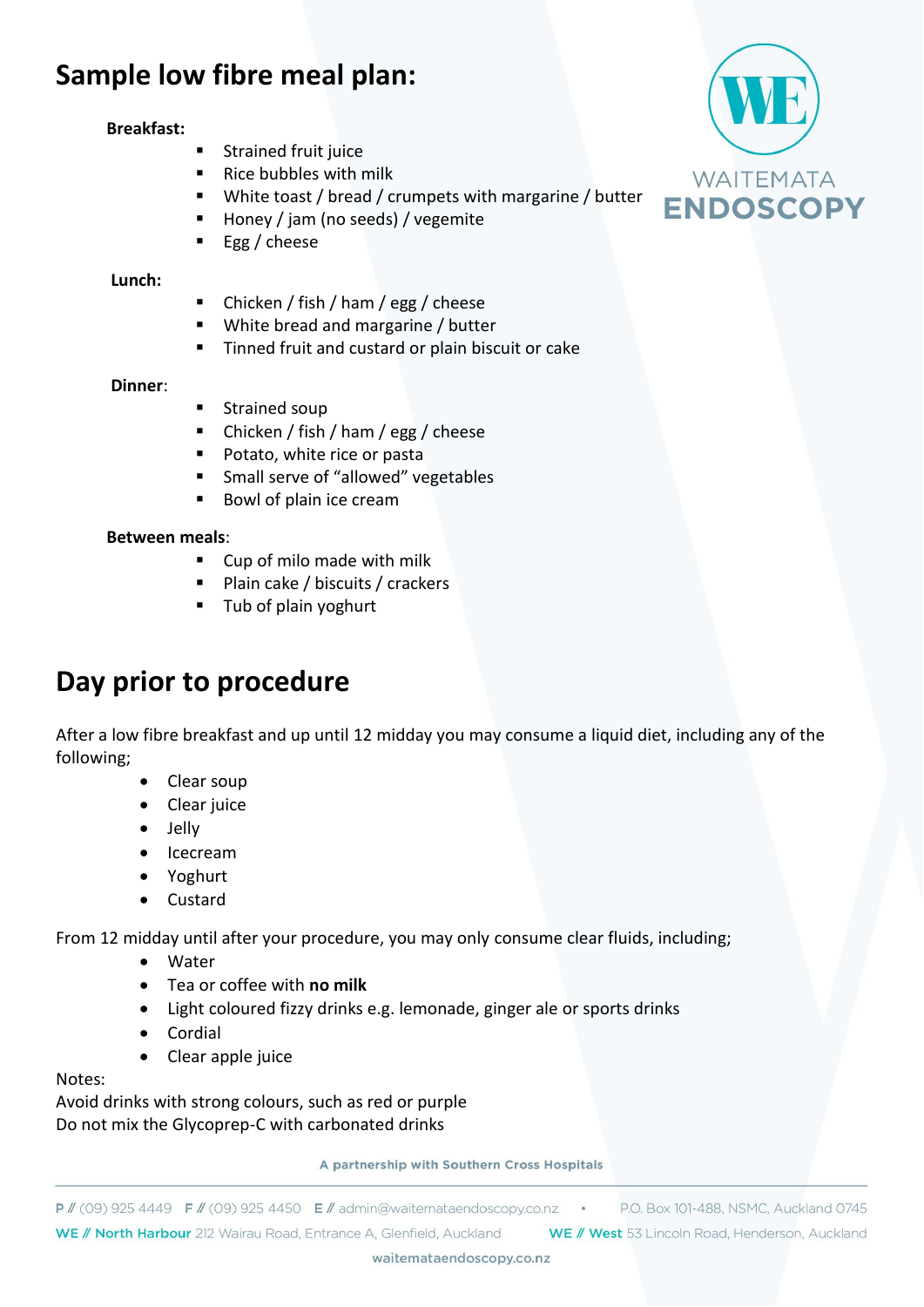# Sample low fibre meal plan:

**Breakfast:**

- Strained fruit juice
- Rice bubbles with milk
- White toast / bread / crumpets with margarine / butter
- Honey / jam (no seeds) / vegemite
- Egg / cheese

**Lunch:**

- Chicken / fish / ham / egg / cheese
- White bread and margarine / butter
- Tinned fruit and custard or plain biscuit or cake

**Dinner**:

- Strained soup
- Chicken / fish / ham / egg / cheese
- Potato, white rice or pasta
- Small serve of "allowed" vegetables
- Bowl of plain ice cream

**Between meals**:

- Cup of milo made with milk
- Plain cake / biscuits / crackers
- Tub of plain yoghurt

# Day prior to procedure

After a low fibre breakfast and up until 12 midday you may consume a liquid diet, including any of the following;

- Clear soup
- Clear juice
- Jelly
- Icecream
- Yoghurt
- Custard

From 12 midday until after your procedure, you may only consume clear fluids, including;

- Water
- Tea or coffee with **no milk**
- Light coloured fizzy drinks e.g. lemonade, ginger ale or sports drinks
- Cordial
- Clear apple juice

Notes:
Avoid drinks with strong colours, such as red or purple
Do not mix the Glycoprep-C with carbonated drinks